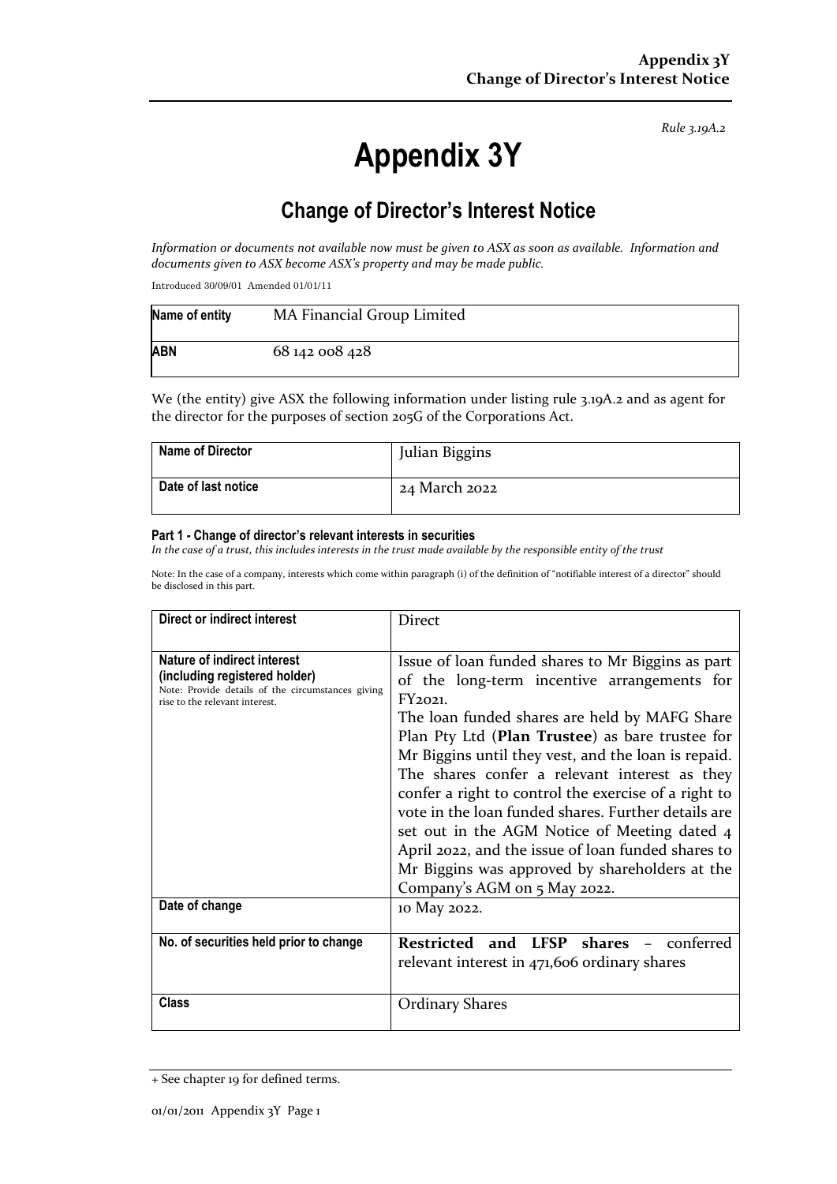*Rule 3.19A.2*

# Appendix 3Y

## Change of Director's Interest Notice

*Information or documents not available now must be given to ASX as soon as available. Information and documents given to ASX become ASX's property and may be made public.*

Introduced 30/09/01 Amended 01/01/11

| **Name of entity** | MA Financial Group Limited |
|---|---|
| **ABN** | 68 142 008 428 |

We (the entity) give ASX the following information under listing rule 3.19A.2 and as agent for the director for the purposes of section 205G of the Corporations Act.

| **Name of Director** | Julian Biggins |
|---|---|
| **Date of last notice** | 24 March 2022 |

#### Part 1 - Change of director's relevant interests in securities

*In the case of a trust, this includes interests in the trust made available by the responsible entity of the trust*

Note: In the case of a company, interests which come within paragraph (i) of the definition of "notifiable interest of a director" should be disclosed in this part.

| **Direct or indirect interest** | Direct |
|---|---|
| **Nature of indirect interest (including registered holder)**<br>Note: Provide details of the circumstances giving rise to the relevant interest. | Issue of loan funded shares to Mr Biggins as part of the long-term incentive arrangements for FY2021.<br>The loan funded shares are held by MAFG Share Plan Pty Ltd (**Plan Trustee**) as bare trustee for Mr Biggins until they vest, and the loan is repaid. The shares confer a relevant interest as they confer a right to control the exercise of a right to vote in the loan funded shares. Further details are set out in the AGM Notice of Meeting dated 4 April 2022, and the issue of loan funded shares to Mr Biggins was approved by shareholders at the Company's AGM on 5 May 2022. |
| **Date of change** | 10 May 2022. |
| **No. of securities held prior to change** | **Restricted and LFSP shares** – conferred relevant interest in 471,606 ordinary shares |
| **Class** | Ordinary Shares |

+ See chapter 19 for defined terms.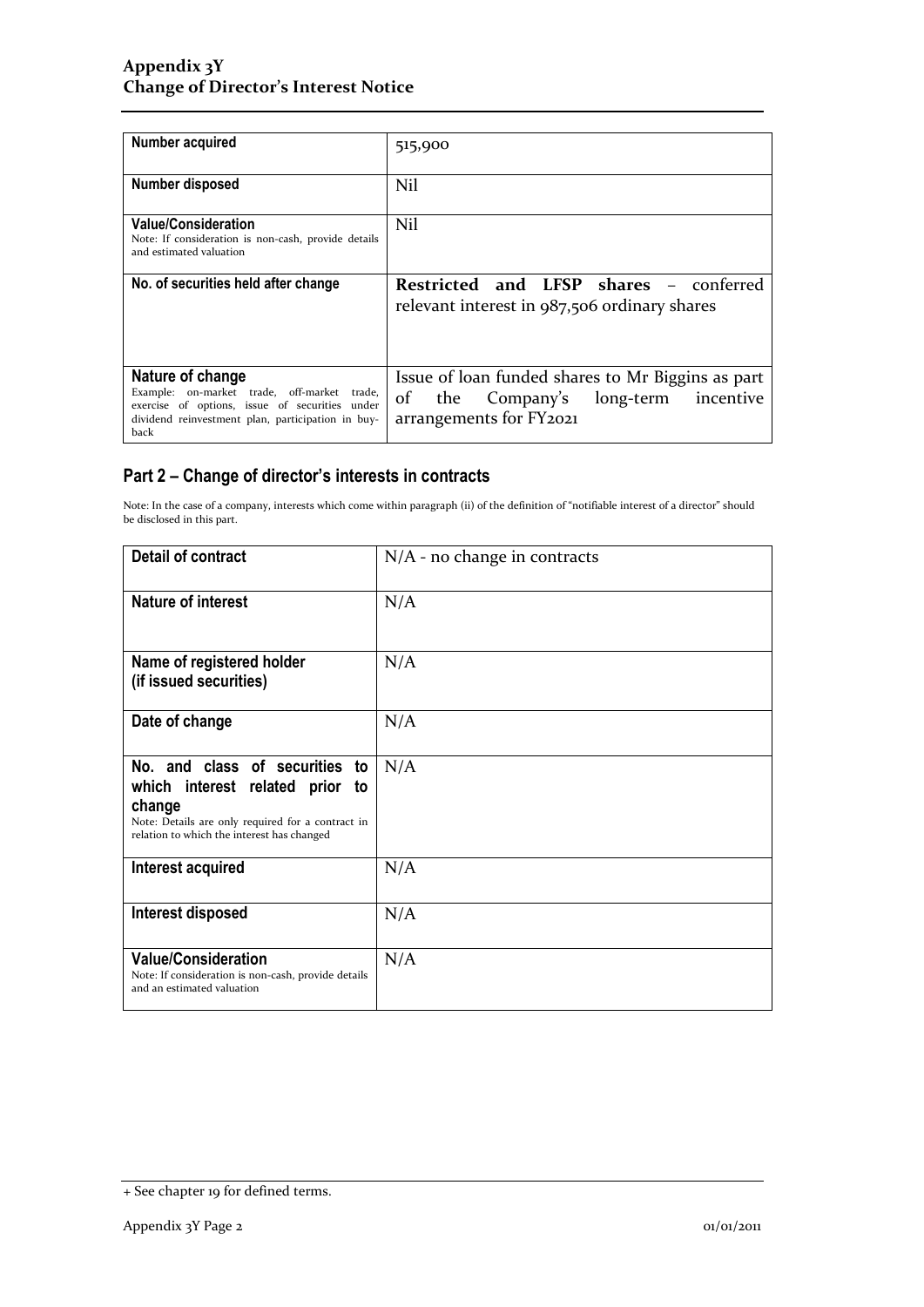| Number acquired | 515,900 |
|---|---|
| Number disposed | Nil |
| **Value/Consideration**<br>Note: If consideration is non-cash, provide details and estimated valuation | Nil |
| No. of securities held after change | **Restricted and LFSP shares** – conferred relevant interest in 987,506 ordinary shares |
| **Nature of change**<br>Example: on-market trade, off-market trade, exercise of options, issue of securities under dividend reinvestment plan, participation in buy-back | Issue of loan funded shares to Mr Biggins as part of the Company's long-term incentive arrangements for FY2021 |

## Part 2 – Change of director's interests in contracts

Note: In the case of a company, interests which come within paragraph (ii) of the definition of "notifiable interest of a director" should be disclosed in this part.

| Detail of contract | N/A - no change in contracts |
|---|---|
| Nature of interest | N/A |
| Name of registered holder (if issued securities) | N/A |
| Date of change | N/A |
| **No. and class of securities to which interest related prior to change**<br>Note: Details are only required for a contract in relation to which the interest has changed | N/A |
| Interest acquired | N/A |
| Interest disposed | N/A |
| **Value/Consideration**<br>Note: If consideration is non-cash, provide details and an estimated valuation | N/A |

+ See chapter 19 for defined terms.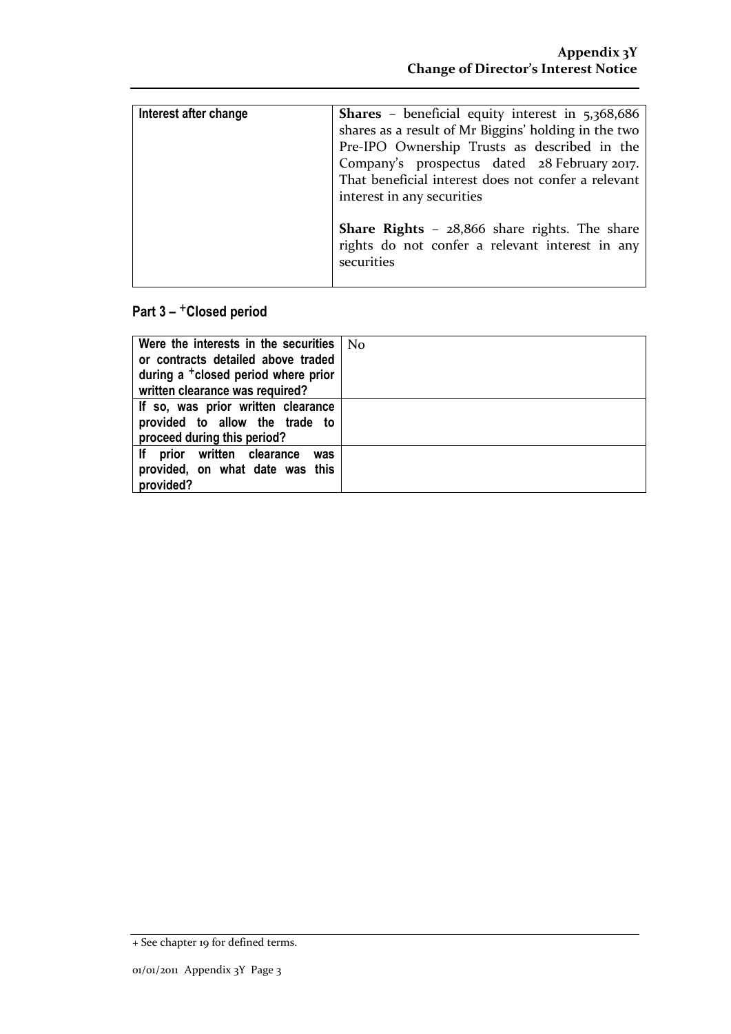| | |
|---|---|
| **Interest after change** | **Shares** – beneficial equity interest in 5,368,686 shares as a result of Mr Biggins' holding in the two Pre-IPO Ownership Trusts as described in the Company's prospectus dated 28 February 2017. That beneficial interest does not confer a relevant interest in any securities<br><br>**Share Rights** – 28,866 share rights. The share rights do not confer a relevant interest in any securities |

## Part 3 – +Closed period

| | |
|---|---|
| **Were the interests in the securities or contracts detailed above traded during a +closed period where prior written clearance was required?** | No |
| **If so, was prior written clearance provided to allow the trade to proceed during this period?** | |
| **If prior written clearance was provided, on what date was this provided?** | |

+ See chapter 19 for defined terms.